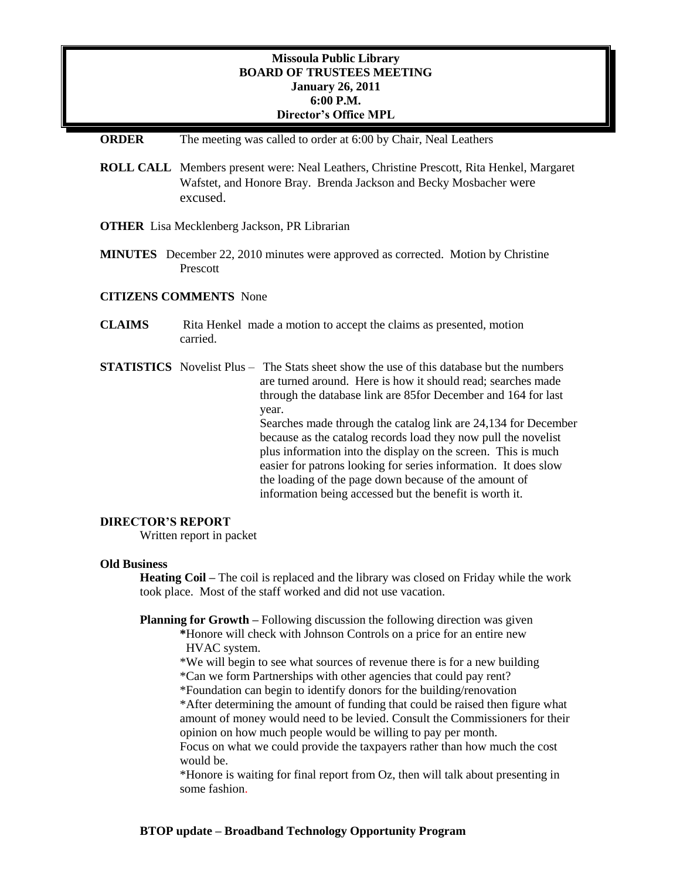**Missoula Public Library**
**BOARD OF TRUSTEES MEETING**
**January 26, 2011**
**6:00 P.M.**
**Director's Office MPL**

**ORDER** The meeting was called to order at 6:00 by Chair, Neal Leathers

**ROLL CALL** Members present were: Neal Leathers, Christine Prescott, Rita Henkel, Margaret Wafstet, and Honore Bray. Brenda Jackson and Becky Mosbacher were excused.

**OTHER** Lisa Mecklenberg Jackson, PR Librarian

**MINUTES** December 22, 2010 minutes were approved as corrected. Motion by Christine Prescott

**CITIZENS COMMENTS** None

**CLAIMS** Rita Henkel made a motion to accept the claims as presented, motion carried.

**STATISTICS** Novelist Plus – The Stats sheet show the use of this database but the numbers are turned around. Here is how it should read; searches made through the database link are 85for December and 164 for last year.

Searches made through the catalog link are 24,134 for December because as the catalog records load they now pull the novelist plus information into the display on the screen. This is much easier for patrons looking for series information. It does slow the loading of the page down because of the amount of information being accessed but the benefit is worth it.

**DIRECTOR'S REPORT**

Written report in packet

**Old Business**

**Heating Coil –** The coil is replaced and the library was closed on Friday while the work took place. Most of the staff worked and did not use vacation.

**Planning for Growth –** Following discussion the following direction was given

*Honore will check with Johnson Controls on a price for an entire new HVAC system.

*We will begin to see what sources of revenue there is for a new building

*Can we form Partnerships with other agencies that could pay rent?

*Foundation can begin to identify donors for the building/renovation

*After determining the amount of funding that could be raised then figure what amount of money would need to be levied. Consult the Commissioners for their opinion on how much people would be willing to pay per month.

Focus on what we could provide the taxpayers rather than how much the cost would be.

*Honore is waiting for final report from Oz, then will talk about presenting in some fashion.

**BTOP update – Broadband Technology Opportunity Program**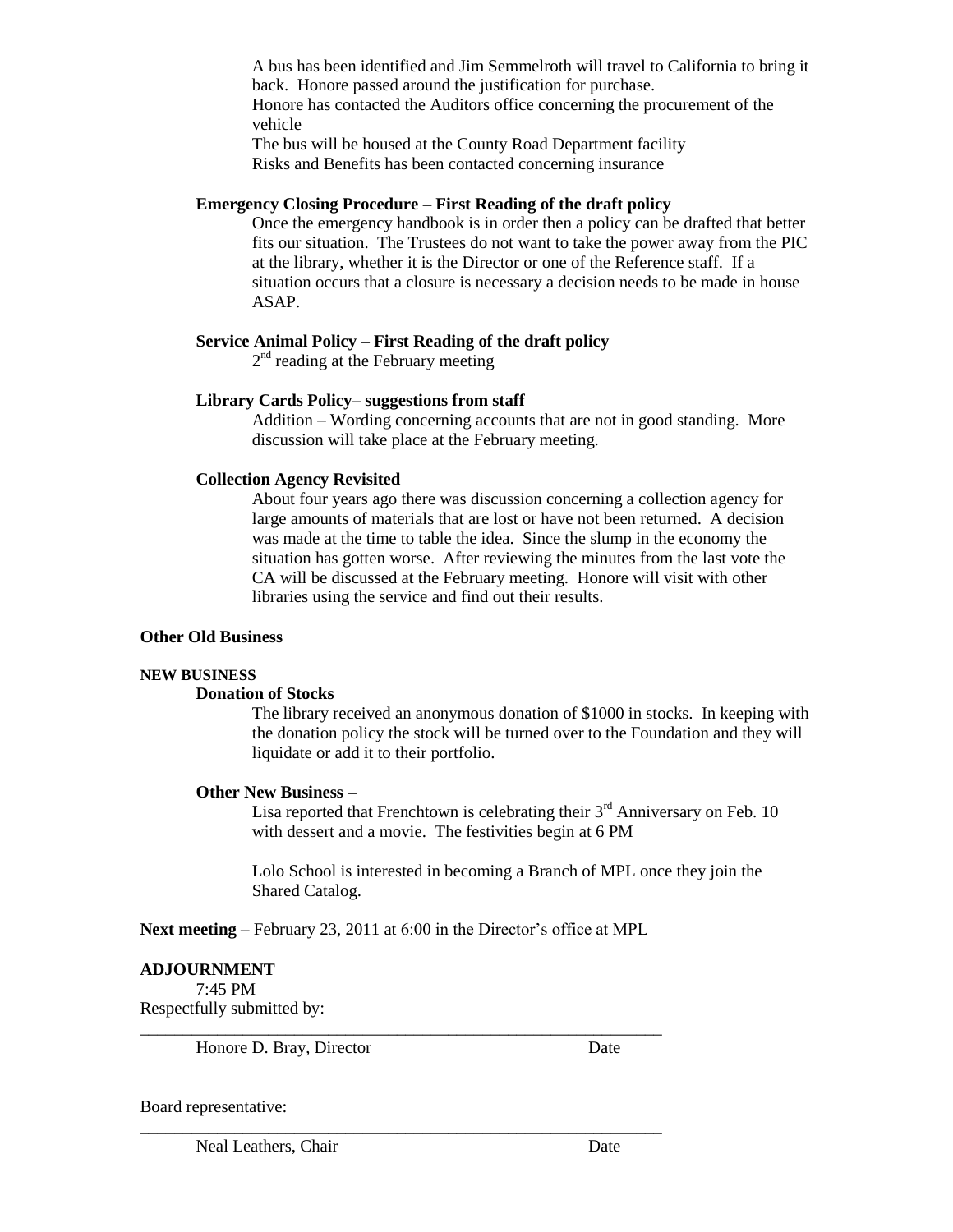A bus has been identified and Jim Semmelroth will travel to California to bring it back. Honore passed around the justification for purchase.

Honore has contacted the Auditors office concerning the procurement of the vehicle

The bus will be housed at the County Road Department facility

Risks and Benefits has been contacted concerning insurance

**Emergency Closing Procedure – First Reading of the draft policy**

Once the emergency handbook is in order then a policy can be drafted that better fits our situation. The Trustees do not want to take the power away from the PIC at the library, whether it is the Director or one of the Reference staff. If a situation occurs that a closure is necessary a decision needs to be made in house ASAP.

**Service Animal Policy – First Reading of the draft policy**

2nd reading at the February meeting

**Library Cards Policy– suggestions from staff**

Addition – Wording concerning accounts that are not in good standing. More discussion will take place at the February meeting.

**Collection Agency Revisited**

About four years ago there was discussion concerning a collection agency for large amounts of materials that are lost or have not been returned. A decision was made at the time to table the idea. Since the slump in the economy the situation has gotten worse. After reviewing the minutes from the last vote the CA will be discussed at the February meeting. Honore will visit with other libraries using the service and find out their results.

**Other Old Business**

**NEW BUSINESS**

**Donation of Stocks**

The library received an anonymous donation of $1000 in stocks. In keeping with the donation policy the stock will be turned over to the Foundation and they will liquidate or add it to their portfolio.

**Other New Business –**

Lisa reported that Frenchtown is celebrating their 3rd Anniversary on Feb. 10 with dessert and a movie. The festivities begin at 6 PM

Lolo School is interested in becoming a Branch of MPL once they join the Shared Catalog.

**Next meeting** – February 23, 2011 at 6:00 in the Director's office at MPL

**ADJOURNMENT**

7:45 PM

Respectfully submitted by:

\_\_\_\_\_\_\_\_\_\_\_\_\_\_\_\_\_\_\_\_\_\_\_\_\_\_\_\_\_\_\_\_\_\_\_\_\_\_\_\_\_\_\_\_\_\_\_\_\_\_\_\_\_\_\_\_\_\_\_\_

Honore D. Bray, Director Date

Board representative:

\_\_\_\_\_\_\_\_\_\_\_\_\_\_\_\_\_\_\_\_\_\_\_\_\_\_\_\_\_\_\_\_\_\_\_\_\_\_\_\_\_\_\_\_\_\_\_\_\_\_\_\_\_\_\_\_\_\_\_\_

Neal Leathers, Chair Date